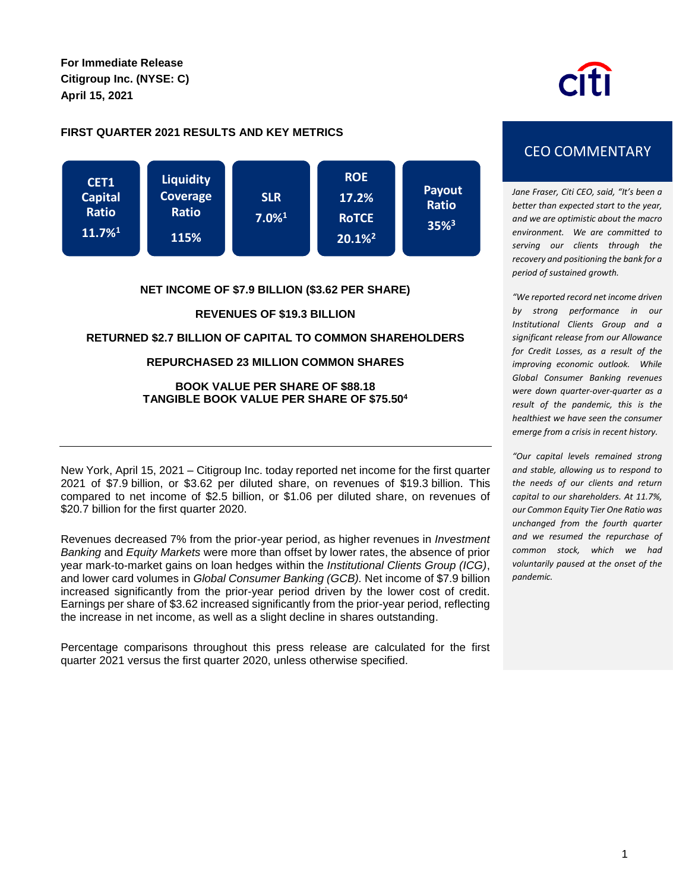**For Immediate Release**
**Citigroup Inc. (NYSE: C)**
**April 15, 2021**

## FIRST QUARTER 2021 RESULTS AND KEY METRICS

| CET1 Capital Ratio | Liquidity Coverage Ratio | SLR | ROE / RoTCE | Payout Ratio |
|---|---|---|---|---|
| 11.7%[1] | 115% | 7.0%[1] | 17.2% / 20.1%[2] | 35%[3] |

**NET INCOME OF $7.9 BILLION ($3.62 PER SHARE)**

**REVENUES OF $19.3 BILLION**

**RETURNED $2.7 BILLION OF CAPITAL TO COMMON SHAREHOLDERS**

**REPURCHASED 23 MILLION COMMON SHARES**

**BOOK VALUE PER SHARE OF $88.18**
**TANGIBLE BOOK VALUE PER SHARE OF $75.50[4]**

---

New York, April 15, 2021 – Citigroup Inc. today reported net income for the first quarter 2021 of $7.9 billion, or $3.62 per diluted share, on revenues of $19.3 billion. This compared to net income of $2.5 billion, or $1.06 per diluted share, on revenues of $20.7 billion for the first quarter 2020.

Revenues decreased 7% from the prior-year period, as higher revenues in *Investment Banking* and *Equity Markets* were more than offset by lower rates, the absence of prior year mark-to-market gains on loan hedges within the *Institutional Clients Group (ICG)*, and lower card volumes in *Global Consumer Banking (GCB).* Net income of $7.9 billion increased significantly from the prior-year period driven by the lower cost of credit. Earnings per share of $3.62 increased significantly from the prior-year period, reflecting the increase in net income, as well as a slight decline in shares outstanding.

Percentage comparisons throughout this press release are calculated for the first quarter 2021 versus the first quarter 2020, unless otherwise specified.

## CEO COMMENTARY

*Jane Fraser, Citi CEO, said, "It's been a better than expected start to the year, and we are optimistic about the macro environment. We are committed to serving our clients through the recovery and positioning the bank for a period of sustained growth.*

*"We reported record net income driven by strong performance in our Institutional Clients Group and a significant release from our Allowance for Credit Losses, as a result of the improving economic outlook. While Global Consumer Banking revenues were down quarter-over-quarter as a result of the pandemic, this is the healthiest we have seen the consumer emerge from a crisis in recent history.*

*"Our capital levels remained strong and stable, allowing us to respond to the needs of our clients and return capital to our shareholders. At 11.7%, our Common Equity Tier One Ratio was unchanged from the fourth quarter and we resumed the repurchase of common stock, which we had voluntarily paused at the onset of the pandemic.*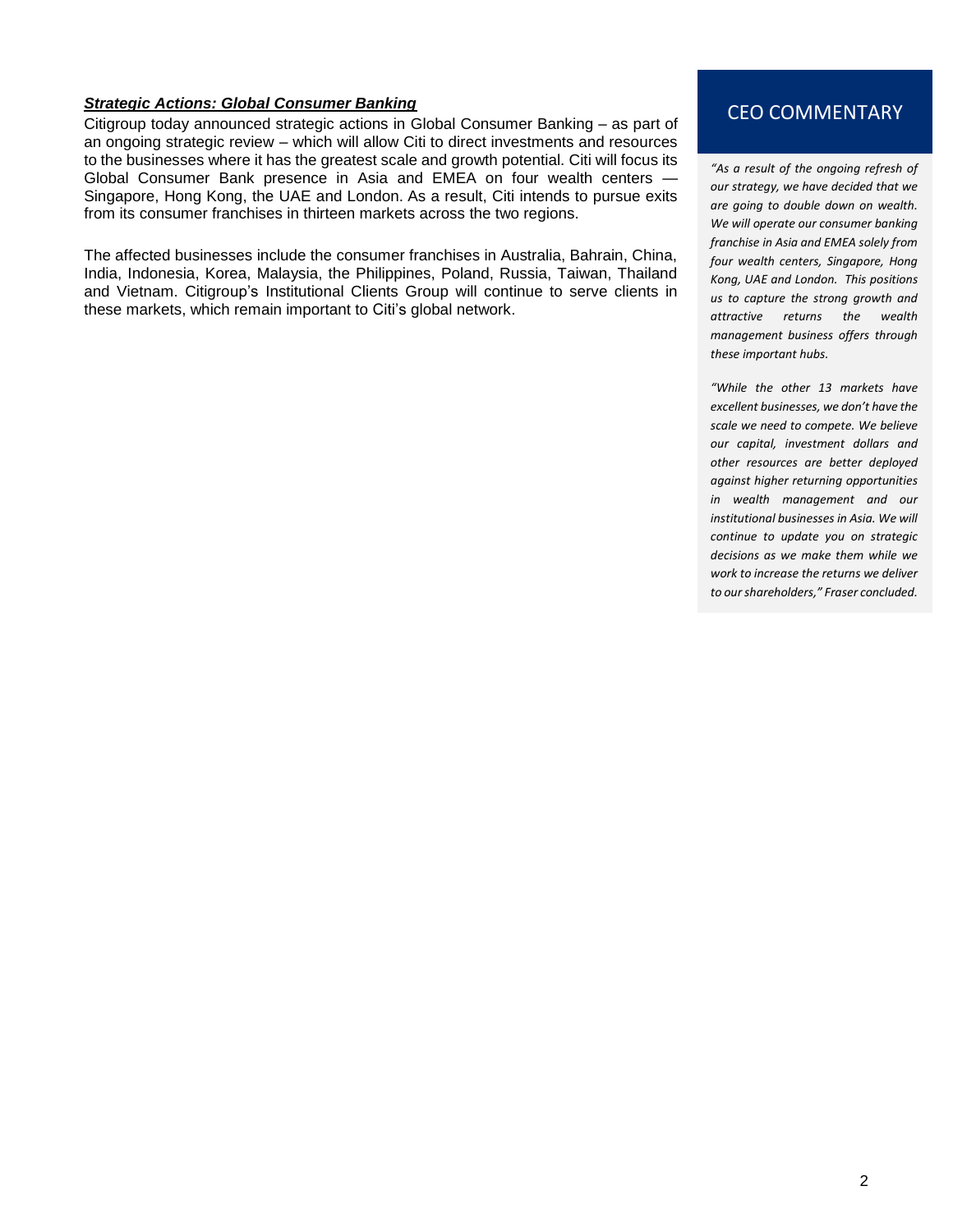***Strategic Actions: Global Consumer Banking***

Citigroup today announced strategic actions in Global Consumer Banking – as part of an ongoing strategic review – which will allow Citi to direct investments and resources to the businesses where it has the greatest scale and growth potential. Citi will focus its Global Consumer Bank presence in Asia and EMEA on four wealth centers — Singapore, Hong Kong, the UAE and London. As a result, Citi intends to pursue exits from its consumer franchises in thirteen markets across the two regions.

The affected businesses include the consumer franchises in Australia, Bahrain, China, India, Indonesia, Korea, Malaysia, the Philippines, Poland, Russia, Taiwan, Thailand and Vietnam. Citigroup's Institutional Clients Group will continue to serve clients in these markets, which remain important to Citi's global network.

## CEO COMMENTARY

*"As a result of the ongoing refresh of our strategy, we have decided that we are going to double down on wealth. We will operate our consumer banking franchise in Asia and EMEA solely from four wealth centers, Singapore, Hong Kong, UAE and London. This positions us to capture the strong growth and attractive returns the wealth management business offers through these important hubs.*

*"While the other 13 markets have excellent businesses, we don't have the scale we need to compete. We believe our capital, investment dollars and other resources are better deployed against higher returning opportunities in wealth management and our institutional businesses in Asia. We will continue to update you on strategic decisions as we make them while we work to increase the returns we deliver to our shareholders," Fraser concluded.*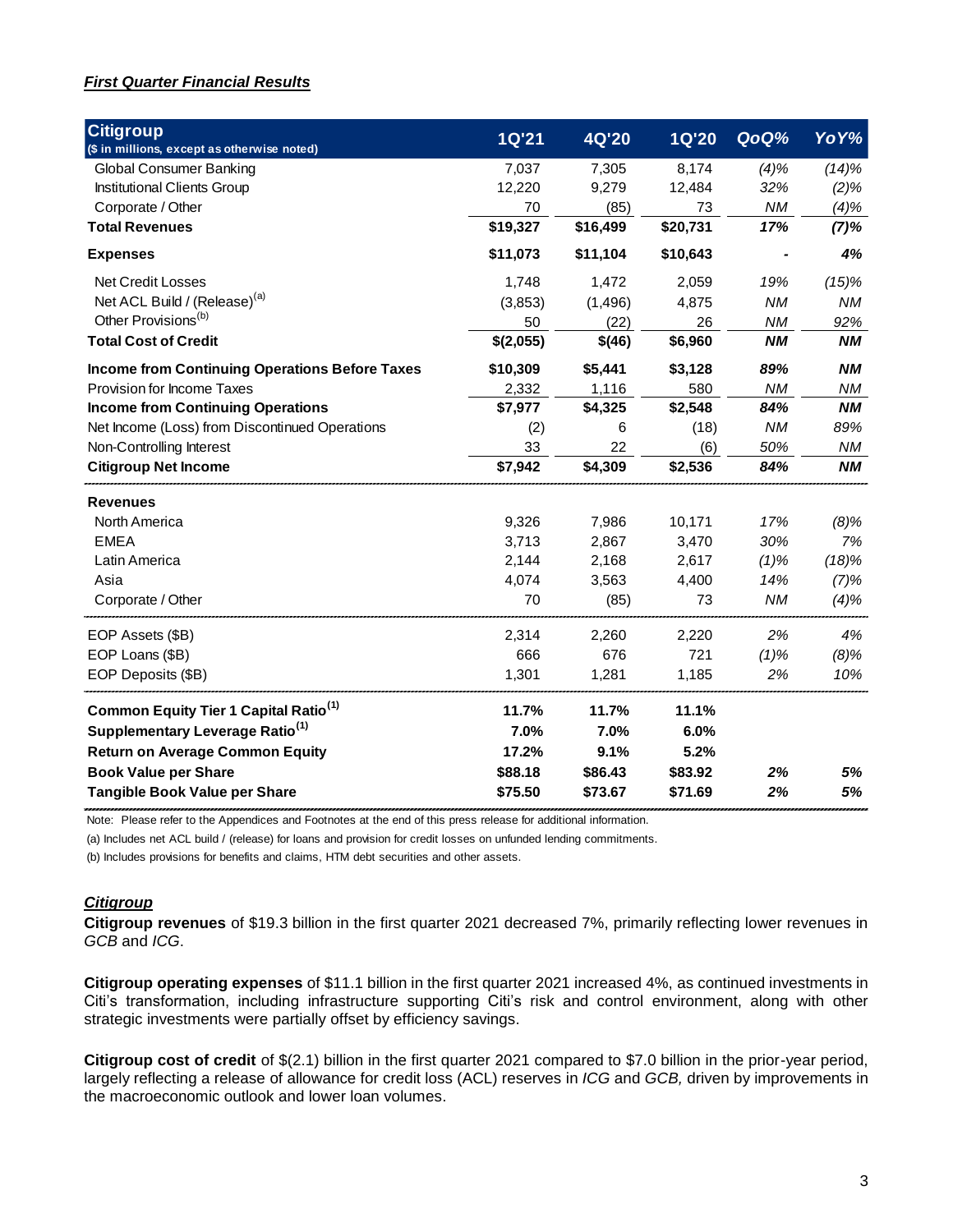***First Quarter Financial Results***

| Citigroup ($ in millions, except as otherwise noted) | 1Q'21 | 4Q'20 | 1Q'20 | QoQ% | YoY% |
|---|---|---|---|---|---|
| Global Consumer Banking | 7,037 | 7,305 | 8,174 | (4)% | (14)% |
| Institutional Clients Group | 12,220 | 9,279 | 12,484 | 32% | (2)% |
| Corporate / Other | 70 | (85) | 73 | NM | (4)% |
| **Total Revenues** | **$19,327** | **$16,499** | **$20,731** | **17%** | **(7)%** |
| **Expenses** | **$11,073** | **$11,104** | **$10,643** | **-** | **4%** |
| Net Credit Losses | 1,748 | 1,472 | 2,059 | 19% | (15)% |
| Net ACL Build / (Release)[(a)] | (3,853) | (1,496) | 4,875 | NM | NM |
| Other Provisions[(b)] | 50 | (22) | 26 | NM | 92% |
| **Total Cost of Credit** | **$(2,055)** | **$(46)** | **$6,960** | **NM** | **NM** |
| **Income from Continuing Operations Before Taxes** | **$10,309** | **$5,441** | **$3,128** | **89%** | **NM** |
| Provision for Income Taxes | 2,332 | 1,116 | 580 | NM | NM |
| **Income from Continuing Operations** | **$7,977** | **$4,325** | **$2,548** | **84%** | **NM** |
| Net Income (Loss) from Discontinued Operations | (2) | 6 | (18) | NM | 89% |
| Non-Controlling Interest | 33 | 22 | (6) | 50% | NM |
| **Citigroup Net Income** | **$7,942** | **$4,309** | **$2,536** | **84%** | **NM** |
| **Revenues** | | | | | |
| North America | 9,326 | 7,986 | 10,171 | 17% | (8)% |
| EMEA | 3,713 | 2,867 | 3,470 | 30% | 7% |
| Latin America | 2,144 | 2,168 | 2,617 | (1)% | (18)% |
| Asia | 4,074 | 3,563 | 4,400 | 14% | (7)% |
| Corporate / Other | 70 | (85) | 73 | NM | (4)% |
| EOP Assets ($B) | 2,314 | 2,260 | 2,220 | 2% | 4% |
| EOP Loans ($B) | 666 | 676 | 721 | (1)% | (8)% |
| EOP Deposits ($B) | 1,301 | 1,281 | 1,185 | 2% | 10% |
| **Common Equity Tier 1 Capital Ratio[(1)]** | **11.7%** | **11.7%** | **11.1%** | | |
| **Supplementary Leverage Ratio[(1)]** | **7.0%** | **7.0%** | **6.0%** | | |
| **Return on Average Common Equity** | **17.2%** | **9.1%** | **5.2%** | | |
| **Book Value per Share** | **$88.18** | **$86.43** | **$83.92** | **2%** | **5%** |
| **Tangible Book Value per Share** | **$75.50** | **$73.67** | **$71.69** | **2%** | **5%** |

Note: Please refer to the Appendices and Footnotes at the end of this press release for additional information.

(a) Includes net ACL build / (release) for loans and provision for credit losses on unfunded lending commitments.

(b) Includes provisions for benefits and claims, HTM debt securities and other assets.

***Citigroup***

**Citigroup revenues** of $19.3 billion in the first quarter 2021 decreased 7%, primarily reflecting lower revenues in *GCB* and *ICG*.

**Citigroup operating expenses** of $11.1 billion in the first quarter 2021 increased 4%, as continued investments in Citi's transformation, including infrastructure supporting Citi's risk and control environment, along with other strategic investments were partially offset by efficiency savings.

**Citigroup cost of credit** of $(2.1) billion in the first quarter 2021 compared to $7.0 billion in the prior-year period, largely reflecting a release of allowance for credit loss (ACL) reserves in *ICG* and *GCB,* driven by improvements in the macroeconomic outlook and lower loan volumes.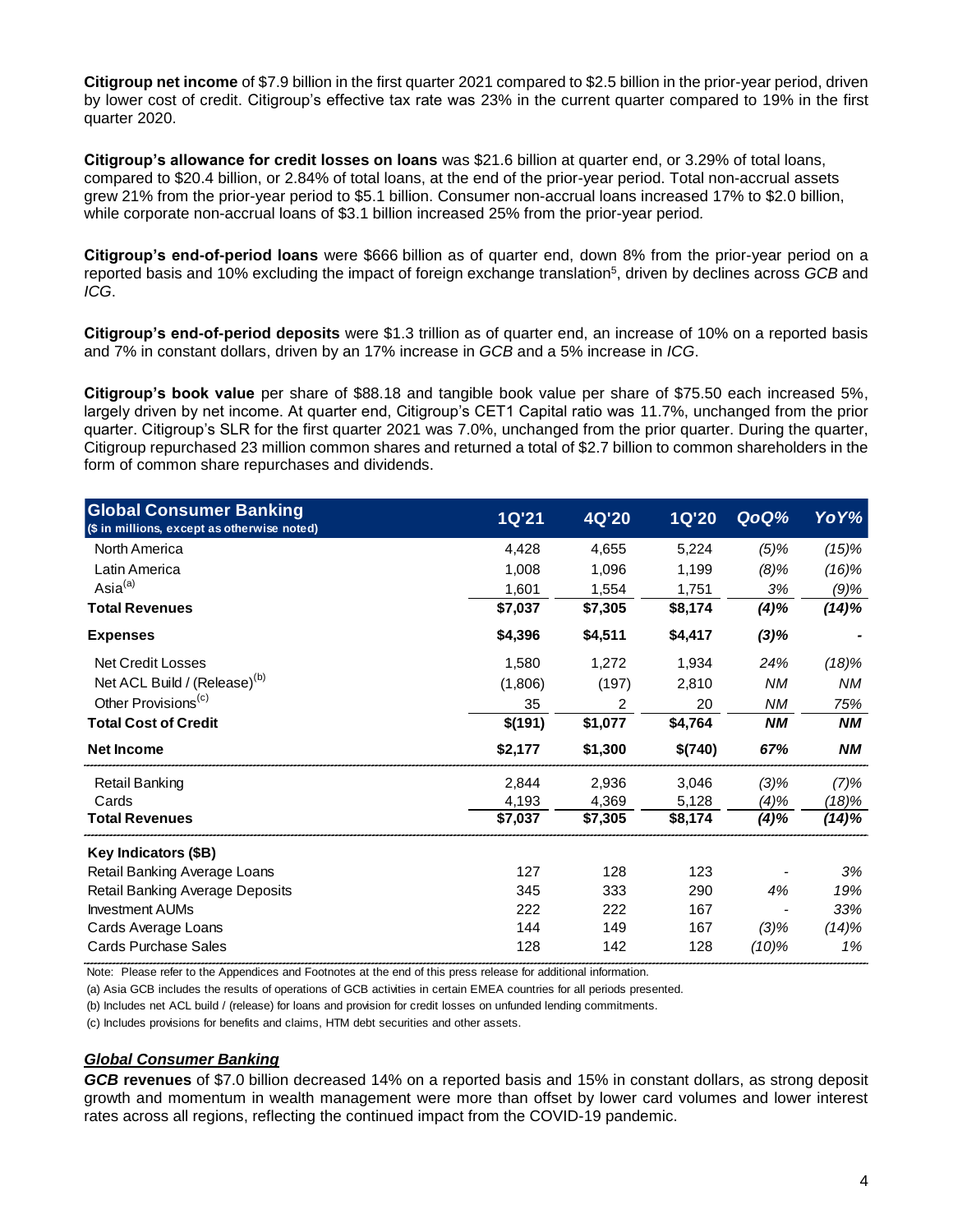**Citigroup net income** of \$7.9 billion in the first quarter 2021 compared to \$2.5 billion in the prior-year period, driven by lower cost of credit. Citigroup's effective tax rate was 23% in the current quarter compared to 19% in the first quarter 2020.

**Citigroup's allowance for credit losses on loans** was \$21.6 billion at quarter end, or 3.29% of total loans, compared to \$20.4 billion, or 2.84% of total loans, at the end of the prior-year period. Total non-accrual assets grew 21% from the prior-year period to \$5.1 billion. Consumer non-accrual loans increased 17% to \$2.0 billion, while corporate non-accrual loans of \$3.1 billion increased 25% from the prior-year period.

**Citigroup's end-of-period loans** were \$666 billion as of quarter end, down 8% from the prior-year period on a reported basis and 10% excluding the impact of foreign exchange translation[5], driven by declines across *GCB* and *ICG*.

**Citigroup's end-of-period deposits** were \$1.3 trillion as of quarter end, an increase of 10% on a reported basis and 7% in constant dollars, driven by an 17% increase in *GCB* and a 5% increase in *ICG*.

**Citigroup's book value** per share of \$88.18 and tangible book value per share of \$75.50 each increased 5%, largely driven by net income. At quarter end, Citigroup's CET1 Capital ratio was 11.7%, unchanged from the prior quarter. Citigroup's SLR for the first quarter 2021 was 7.0%, unchanged from the prior quarter. During the quarter, Citigroup repurchased 23 million common shares and returned a total of \$2.7 billion to common shareholders in the form of common share repurchases and dividends.

| Global Consumer Banking<br>(\$ in millions, except as otherwise noted) | 1Q'21 | 4Q'20 | 1Q'20 | QoQ% | YoY% |
|---|---|---|---|---|---|
| North America | 4,428 | 4,655 | 5,224 | (5)% | (15)% |
| Latin America | 1,008 | 1,096 | 1,199 | (8)% | (16)% |
| Asia[(a)] | 1,601 | 1,554 | 1,751 | 3% | (9)% |
| **Total Revenues** | **\$7,037** | **\$7,305** | **\$8,174** | **(4)%** | **(14)%** |
| **Expenses** | **\$4,396** | **\$4,511** | **\$4,417** | **(3)%** | **-** |
| Net Credit Losses | 1,580 | 1,272 | 1,934 | 24% | (18)% |
| Net ACL Build / (Release)[(b)] | (1,806) | (197) | 2,810 | NM | NM |
| Other Provisions[(c)] | 35 | 2 | 20 | NM | 75% |
| **Total Cost of Credit** | **\$(191)** | **\$1,077** | **\$4,764** | **NM** | **NM** |
| **Net Income** | **\$2,177** | **\$1,300** | **\$(740)** | **67%** | **NM** |
| Retail Banking | 2,844 | 2,936 | 3,046 | (3)% | (7)% |
| Cards | 4,193 | 4,369 | 5,128 | (4)% | (18)% |
| **Total Revenues** | **\$7,037** | **\$7,305** | **\$8,174** | **(4)%** | **(14)%** |
| **Key Indicators (\$B)** | | | | | |
| Retail Banking Average Loans | 127 | 128 | 123 | - | 3% |
| Retail Banking Average Deposits | 345 | 333 | 290 | 4% | 19% |
| Investment AUMs | 222 | 222 | 167 | - | 33% |
| Cards Average Loans | 144 | 149 | 167 | (3)% | (14)% |
| Cards Purchase Sales | 128 | 142 | 128 | (10)% | 1% |

Note: Please refer to the Appendices and Footnotes at the end of this press release for additional information.

(a) Asia GCB includes the results of operations of GCB activities in certain EMEA countries for all periods presented.

(b) Includes net ACL build / (release) for loans and provision for credit losses on unfunded lending commitments.

(c) Includes provisions for benefits and claims, HTM debt securities and other assets.

### ***Global Consumer Banking***

***GCB* revenues** of \$7.0 billion decreased 14% on a reported basis and 15% in constant dollars, as strong deposit growth and momentum in wealth management were more than offset by lower card volumes and lower interest rates across all regions, reflecting the continued impact from the COVID-19 pandemic.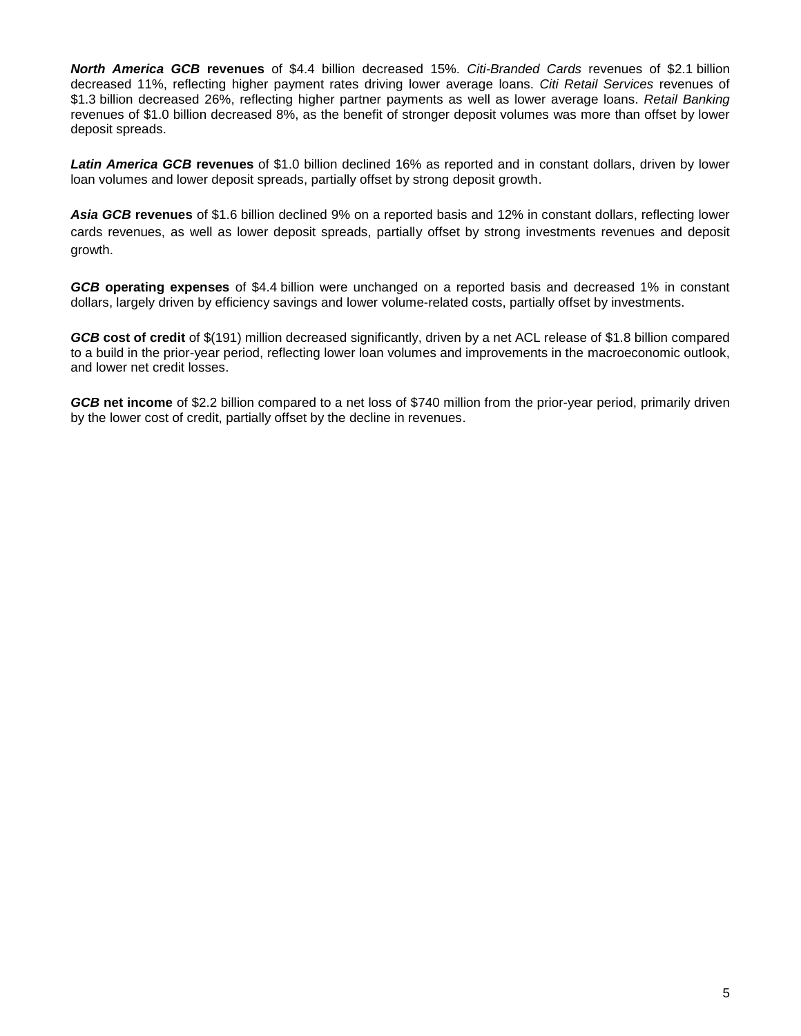***North America GCB*** **revenues** of $4.4 billion decreased 15%. *Citi-Branded Cards* revenues of $2.1 billion decreased 11%, reflecting higher payment rates driving lower average loans. *Citi Retail Services* revenues of $1.3 billion decreased 26%, reflecting higher partner payments as well as lower average loans. *Retail Banking* revenues of $1.0 billion decreased 8%, as the benefit of stronger deposit volumes was more than offset by lower deposit spreads.

***Latin America GCB*** **revenues** of $1.0 billion declined 16% as reported and in constant dollars, driven by lower loan volumes and lower deposit spreads, partially offset by strong deposit growth.

***Asia GCB*** **revenues** of $1.6 billion declined 9% on a reported basis and 12% in constant dollars, reflecting lower cards revenues, as well as lower deposit spreads, partially offset by strong investments revenues and deposit growth.

***GCB*** **operating expenses** of $4.4 billion were unchanged on a reported basis and decreased 1% in constant dollars, largely driven by efficiency savings and lower volume-related costs, partially offset by investments.

***GCB*** **cost of credit** of $(191) million decreased significantly, driven by a net ACL release of $1.8 billion compared to a build in the prior-year period, reflecting lower loan volumes and improvements in the macroeconomic outlook, and lower net credit losses.

***GCB*** **net income** of $2.2 billion compared to a net loss of $740 million from the prior-year period, primarily driven by the lower cost of credit, partially offset by the decline in revenues.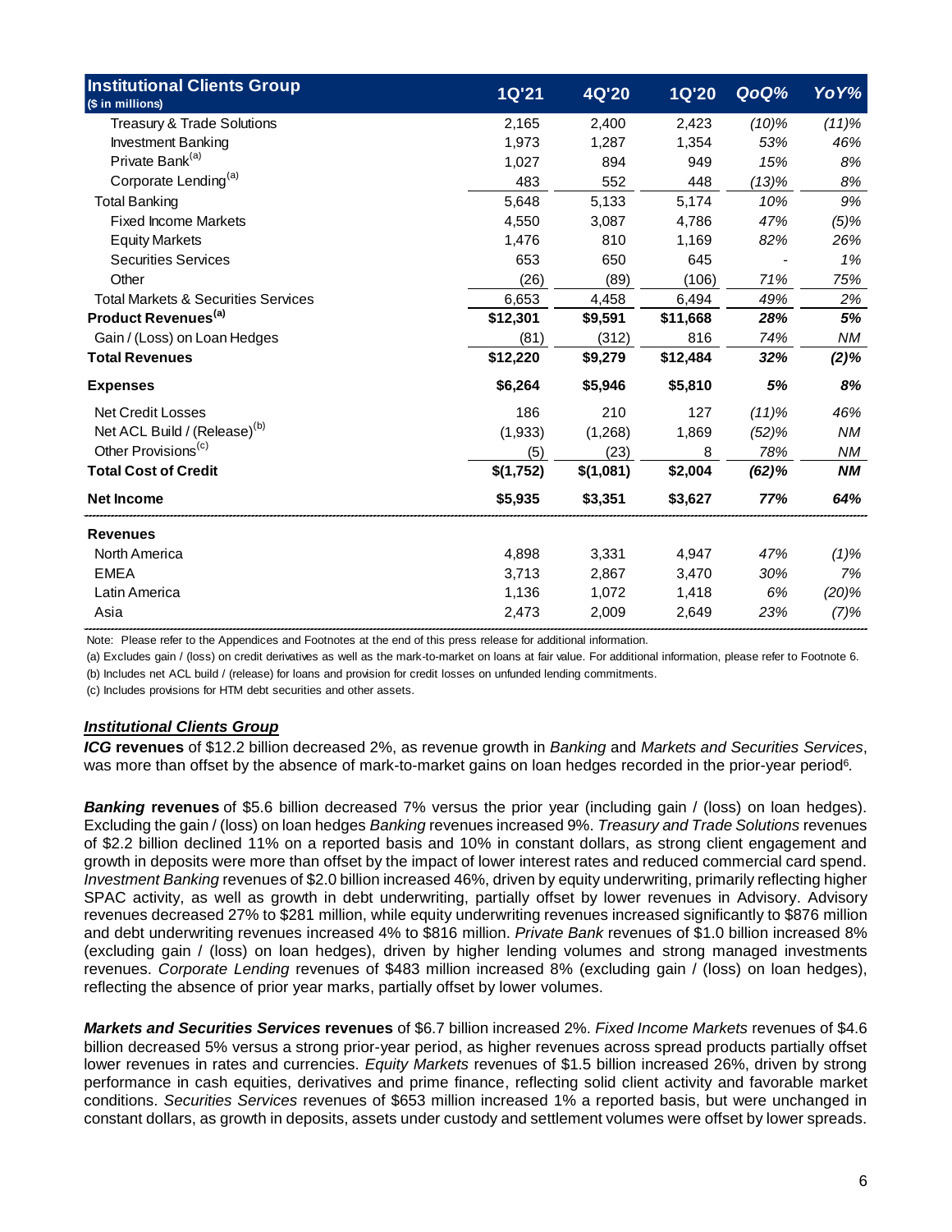| Institutional Clients Group ($ in millions) | 1Q'21 | 4Q'20 | 1Q'20 | QoQ% | YoY% |
|---|---|---|---|---|---|
| Treasury & Trade Solutions | 2,165 | 2,400 | 2,423 | (10)% | (11)% |
| Investment Banking | 1,973 | 1,287 | 1,354 | 53% | 46% |
| Private Bank[(a)] | 1,027 | 894 | 949 | 15% | 8% |
| Corporate Lending[(a)] | 483 | 552 | 448 | (13)% | 8% |
| Total Banking | 5,648 | 5,133 | 5,174 | 10% | 9% |
| Fixed Income Markets | 4,550 | 3,087 | 4,786 | 47% | (5)% |
| Equity Markets | 1,476 | 810 | 1,169 | 82% | 26% |
| Securities Services | 653 | 650 | 645 | - | 1% |
| Other | (26) | (89) | (106) | 71% | 75% |
| Total Markets & Securities Services | 6,653 | 4,458 | 6,494 | 49% | 2% |
| **Product Revenues[(a)]** | **$12,301** | **$9,591** | **$11,668** | **28%** | **5%** |
| Gain / (Loss) on Loan Hedges | (81) | (312) | 816 | 74% | NM |
| **Total Revenues** | **$12,220** | **$9,279** | **$12,484** | **32%** | **(2)%** |
| **Expenses** | **$6,264** | **$5,946** | **$5,810** | **5%** | **8%** |
| Net Credit Losses | 186 | 210 | 127 | (11)% | 46% |
| Net ACL Build / (Release)[(b)] | (1,933) | (1,268) | 1,869 | (52)% | NM |
| Other Provisions[(c)] | (5) | (23) | 8 | 78% | NM |
| **Total Cost of Credit** | **$(1,752)** | **$(1,081)** | **$2,004** | **(62)%** | **NM** |
| **Net Income** | **$5,935** | **$3,351** | **$3,627** | **77%** | **64%** |
| **Revenues** | | | | | |
| North America | 4,898 | 3,331 | 4,947 | 47% | (1)% |
| EMEA | 3,713 | 2,867 | 3,470 | 30% | 7% |
| Latin America | 1,136 | 1,072 | 1,418 | 6% | (20)% |
| Asia | 2,473 | 2,009 | 2,649 | 23% | (7)% |

Note: Please refer to the Appendices and Footnotes at the end of this press release for additional information.

(a) Excludes gain / (loss) on credit derivatives as well as the mark-to-market on loans at fair value. For additional information, please refer to Footnote 6.

(b) Includes net ACL build / (release) for loans and provision for credit losses on unfunded lending commitments.

(c) Includes provisions for HTM debt securities and other assets.

## ***Institutional Clients Group***

***ICG* revenues** of $12.2 billion decreased 2%, as revenue growth in *Banking* and *Markets and Securities Services*, was more than offset by the absence of mark-to-market gains on loan hedges recorded in the prior-year period[6].

***Banking* revenues** of $5.6 billion decreased 7% versus the prior year (including gain / (loss) on loan hedges). Excluding the gain / (loss) on loan hedges *Banking* revenues increased 9%. *Treasury and Trade Solutions* revenues of $2.2 billion declined 11% on a reported basis and 10% in constant dollars, as strong client engagement and growth in deposits were more than offset by the impact of lower interest rates and reduced commercial card spend. *Investment Banking* revenues of $2.0 billion increased 46%, driven by equity underwriting, primarily reflecting higher SPAC activity, as well as growth in debt underwriting, partially offset by lower revenues in Advisory. Advisory revenues decreased 27% to $281 million, while equity underwriting revenues increased significantly to $876 million and debt underwriting revenues increased 4% to $816 million. *Private Bank* revenues of $1.0 billion increased 8% (excluding gain / (loss) on loan hedges), driven by higher lending volumes and strong managed investments revenues. *Corporate Lending* revenues of $483 million increased 8% (excluding gain / (loss) on loan hedges), reflecting the absence of prior year marks, partially offset by lower volumes.

***Markets and Securities Services* revenues** of $6.7 billion increased 2%. *Fixed Income Markets* revenues of $4.6 billion decreased 5% versus a strong prior-year period, as higher revenues across spread products partially offset lower revenues in rates and currencies. *Equity Markets* revenues of $1.5 billion increased 26%, driven by strong performance in cash equities, derivatives and prime finance, reflecting solid client activity and favorable market conditions. *Securities Services* revenues of $653 million increased 1% a reported basis, but were unchanged in constant dollars, as growth in deposits, assets under custody and settlement volumes were offset by lower spreads.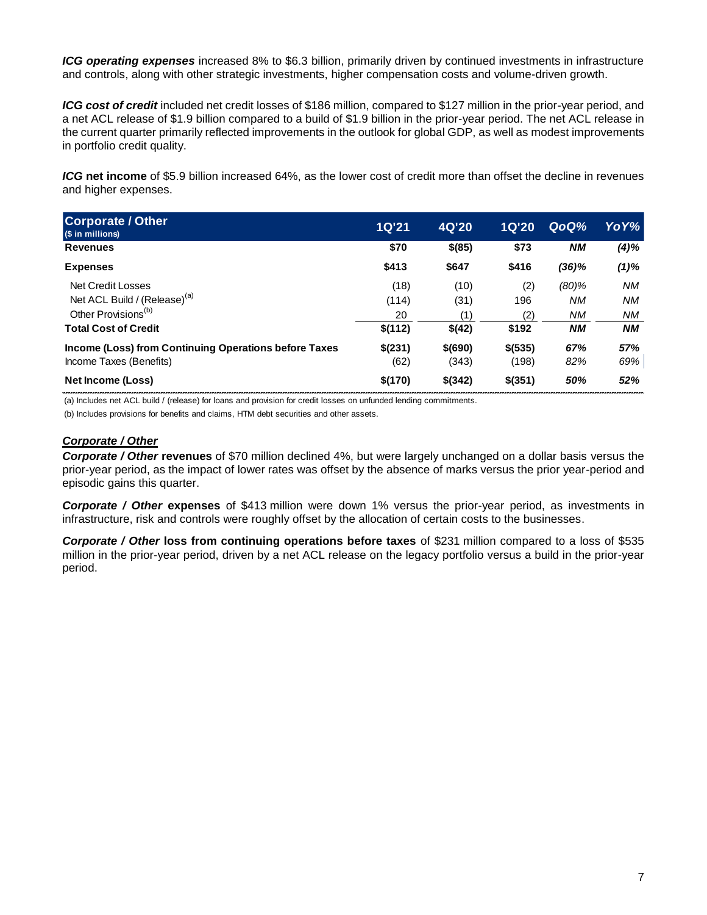***ICG operating expenses*** increased 8% to $6.3 billion, primarily driven by continued investments in infrastructure and controls, along with other strategic investments, higher compensation costs and volume-driven growth.

***ICG cost of credit*** included net credit losses of $186 million, compared to $127 million in the prior-year period, and a net ACL release of $1.9 billion compared to a build of $1.9 billion in the prior-year period. The net ACL release in the current quarter primarily reflected improvements in the outlook for global GDP, as well as modest improvements in portfolio credit quality.

***ICG*** **net income** of $5.9 billion increased 64%, as the lower cost of credit more than offset the decline in revenues and higher expenses.

| Corporate / Other ($ in millions) | 1Q'21 | 4Q'20 | 1Q'20 | QoQ% | YoY% |
|---|---|---|---|---|---|
| **Revenues** | **$70** | **$(85)** | **$73** | ***NM*** | ***(4)%*** |
| **Expenses** | **$413** | **$647** | **$416** | ***(36)%*** | ***(1)%*** |
| Net Credit Losses | (18) | (10) | (2) | *(80)%* | *NM* |
| Net ACL Build / (Release)[a] | (114) | (31) | 196 | *NM* | *NM* |
| Other Provisions[b] | 20 | (1) | (2) | *NM* | *NM* |
| **Total Cost of Credit** | **$(112)** | **$(42)** | **$192** | ***NM*** | ***NM*** |
| **Income (Loss) from Continuing Operations before Taxes** | **$(231)** | **$(690)** | **$(535)** | ***67%*** | ***57%*** |
| Income Taxes (Benefits) | (62) | (343) | (198) | *82%* | *69%* |
| **Net Income (Loss)** | **$(170)** | **$(342)** | **$(351)** | ***50%*** | ***52%*** |

(a) Includes net ACL build / (release) for loans and provision for credit losses on unfunded lending commitments.

(b) Includes provisions for benefits and claims, HTM debt securities and other assets.

### ***Corporate / Other***

***Corporate / Other*** **revenues** of $70 million declined 4%, but were largely unchanged on a dollar basis versus the prior-year period, as the impact of lower rates was offset by the absence of marks versus the prior year-period and episodic gains this quarter.

***Corporate / Other*** **expenses** of $413 million were down 1% versus the prior-year period, as investments in infrastructure, risk and controls were roughly offset by the allocation of certain costs to the businesses.

***Corporate / Other*** **loss from continuing operations before taxes** of $231 million compared to a loss of $535 million in the prior-year period, driven by a net ACL release on the legacy portfolio versus a build in the prior-year period.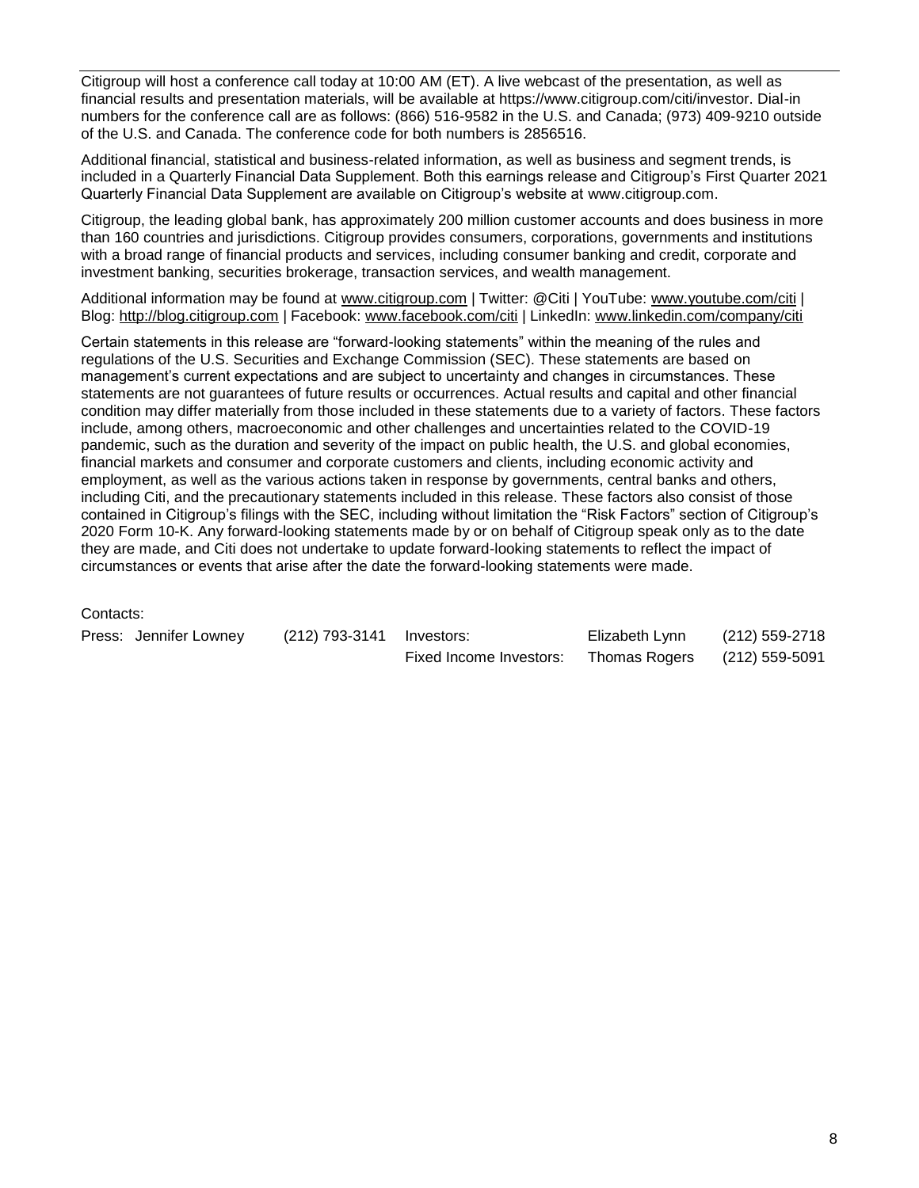Citigroup will host a conference call today at 10:00 AM (ET). A live webcast of the presentation, as well as financial results and presentation materials, will be available at https://www.citigroup.com/citi/investor. Dial-in numbers for the conference call are as follows: (866) 516-9582 in the U.S. and Canada; (973) 409-9210 outside of the U.S. and Canada. The conference code for both numbers is 2856516.

Additional financial, statistical and business-related information, as well as business and segment trends, is included in a Quarterly Financial Data Supplement. Both this earnings release and Citigroup's First Quarter 2021 Quarterly Financial Data Supplement are available on Citigroup's website at www.citigroup.com.

Citigroup, the leading global bank, has approximately 200 million customer accounts and does business in more than 160 countries and jurisdictions. Citigroup provides consumers, corporations, governments and institutions with a broad range of financial products and services, including consumer banking and credit, corporate and investment banking, securities brokerage, transaction services, and wealth management.

Additional information may be found at www.citigroup.com | Twitter: @Citi | YouTube: www.youtube.com/citi | Blog: http://blog.citigroup.com | Facebook: www.facebook.com/citi | LinkedIn: www.linkedin.com/company/citi

Certain statements in this release are "forward-looking statements" within the meaning of the rules and regulations of the U.S. Securities and Exchange Commission (SEC). These statements are based on management's current expectations and are subject to uncertainty and changes in circumstances. These statements are not guarantees of future results or occurrences. Actual results and capital and other financial condition may differ materially from those included in these statements due to a variety of factors. These factors include, among others, macroeconomic and other challenges and uncertainties related to the COVID-19 pandemic, such as the duration and severity of the impact on public health, the U.S. and global economies, financial markets and consumer and corporate customers and clients, including economic activity and employment, as well as the various actions taken in response by governments, central banks and others, including Citi, and the precautionary statements included in this release. These factors also consist of those contained in Citigroup's filings with the SEC, including without limitation the "Risk Factors" section of Citigroup's 2020 Form 10-K. Any forward-looking statements made by or on behalf of Citigroup speak only as to the date they are made, and Citi does not undertake to update forward-looking statements to reflect the impact of circumstances or events that arise after the date the forward-looking statements were made.

Contacts:

| | | | | |
|---|---|---|---|---|
| Press: Jennifer Lowney | (212) 793-3141 | Investors: | Elizabeth Lynn | (212) 559-2718 |
| | | Fixed Income Investors: | Thomas Rogers | (212) 559-5091 |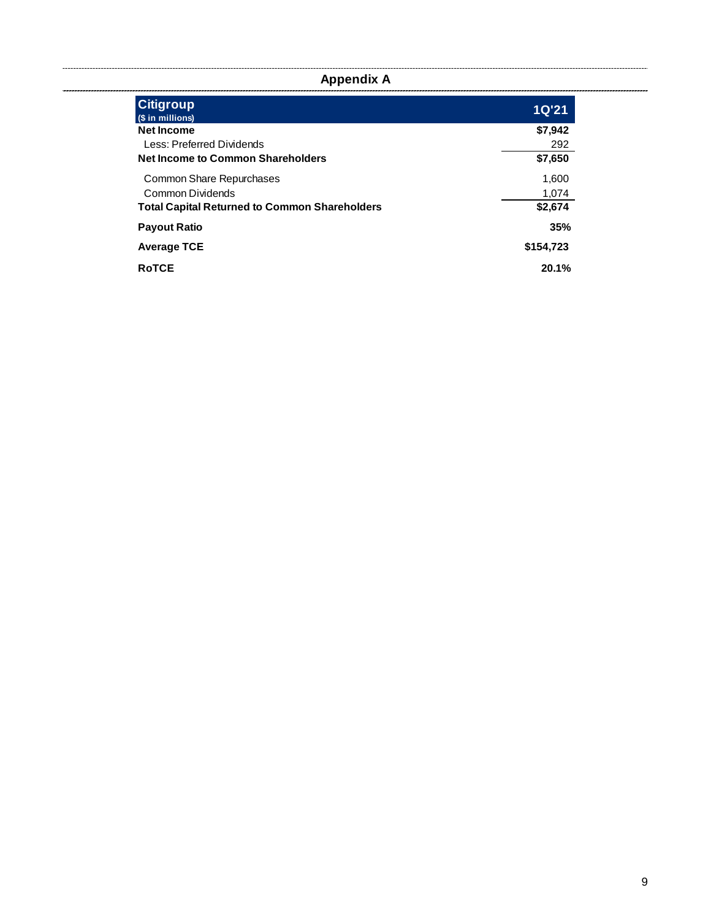## Appendix A

| Citigroup ($ in millions) | 1Q'21 |
|---|---|
| **Net Income** | **$7,942** |
| Less: Preferred Dividends | 292 |
| **Net Income to Common Shareholders** | **$7,650** |
| Common Share Repurchases | 1,600 |
| Common Dividends | 1,074 |
| **Total Capital Returned to Common Shareholders** | **$2,674** |
| **Payout Ratio** | **35%** |
| **Average TCE** | **$154,723** |
| **RoTCE** | **20.1%** |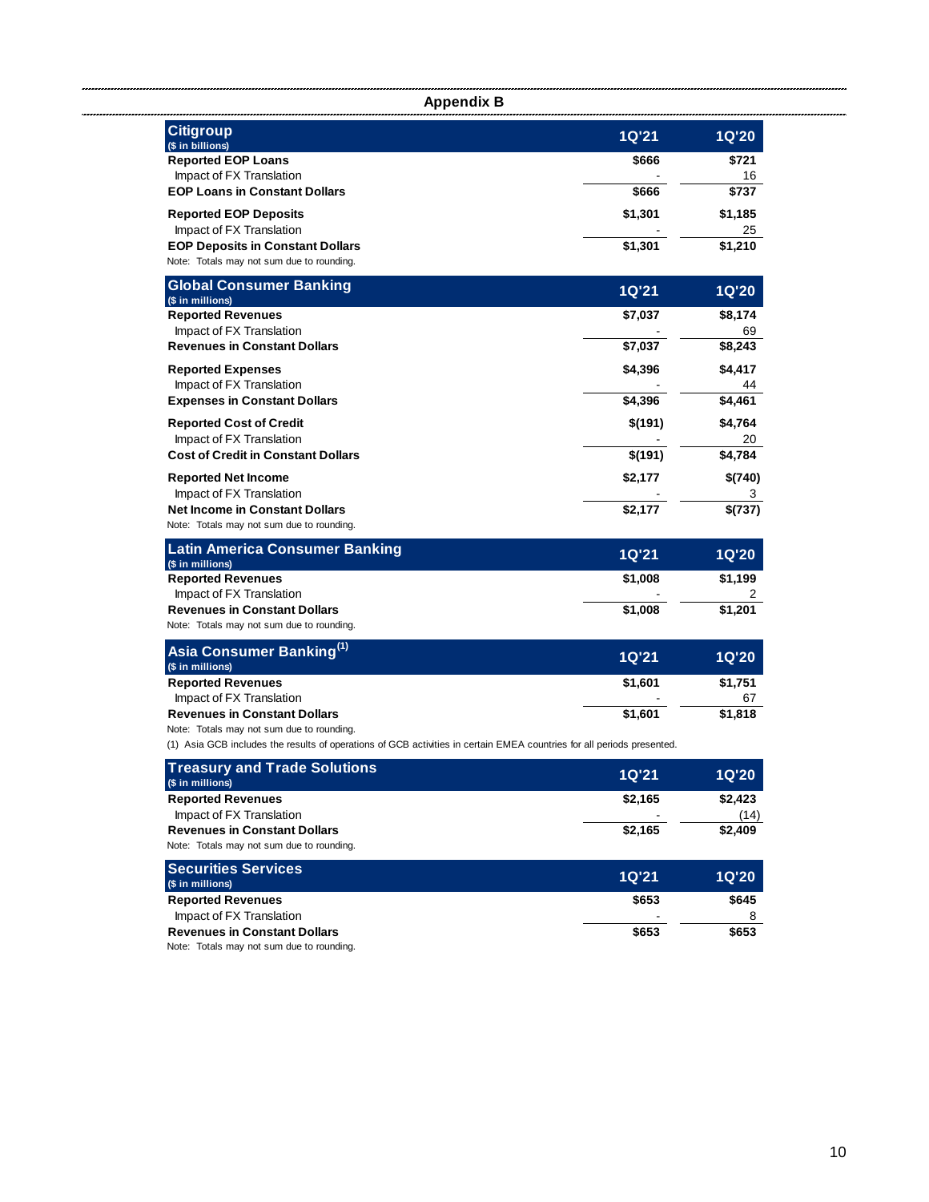## Appendix B

| Citigroup ($ in billions) | 1Q'21 | 1Q'20 |
|---|---|---|
| **Reported EOP Loans** | **$666** | **$721** |
| Impact of FX Translation | - | 16 |
| **EOP Loans in Constant Dollars** | **$666** | **$737** |
| **Reported EOP Deposits** | **$1,301** | **$1,185** |
| Impact of FX Translation | - | 25 |
| **EOP Deposits in Constant Dollars** | **$1,301** | **$1,210** |

Note: Totals may not sum due to rounding.

| Global Consumer Banking ($ in millions) | 1Q'21 | 1Q'20 |
|---|---|---|
| **Reported Revenues** | **$7,037** | **$8,174** |
| Impact of FX Translation | - | 69 |
| **Revenues in Constant Dollars** | **$7,037** | **$8,243** |
| **Reported Expenses** | **$4,396** | **$4,417** |
| Impact of FX Translation | - | 44 |
| **Expenses in Constant Dollars** | **$4,396** | **$4,461** |
| **Reported Cost of Credit** | **$(191)** | **$4,764** |
| Impact of FX Translation | - | 20 |
| **Cost of Credit in Constant Dollars** | **$(191)** | **$4,784** |
| **Reported Net Income** | **$2,177** | **$(740)** |
| Impact of FX Translation | - | 3 |
| **Net Income in Constant Dollars** | **$2,177** | **$(737)** |

Note: Totals may not sum due to rounding.

| Latin America Consumer Banking ($ in millions) | 1Q'21 | 1Q'20 |
|---|---|---|
| **Reported Revenues** | **$1,008** | **$1,199** |
| Impact of FX Translation | - | 2 |
| **Revenues in Constant Dollars** | **$1,008** | **$1,201** |

Note: Totals may not sum due to rounding.

| Asia Consumer Banking[(1)] ($ in millions) | 1Q'21 | 1Q'20 |
|---|---|---|
| **Reported Revenues** | **$1,601** | **$1,751** |
| Impact of FX Translation | - | 67 |
| **Revenues in Constant Dollars** | **$1,601** | **$1,818** |

Note: Totals may not sum due to rounding.

(1) Asia GCB includes the results of operations of GCB activities in certain EMEA countries for all periods presented.

| Treasury and Trade Solutions ($ in millions) | 1Q'21 | 1Q'20 |
|---|---|---|
| **Reported Revenues** | **$2,165** | **$2,423** |
| Impact of FX Translation | - | (14) |
| **Revenues in Constant Dollars** | **$2,165** | **$2,409** |

Note: Totals may not sum due to rounding.

| Securities Services ($ in millions) | 1Q'21 | 1Q'20 |
|---|---|---|
| **Reported Revenues** | **$653** | **$645** |
| Impact of FX Translation | - | 8 |
| **Revenues in Constant Dollars** | **$653** | **$653** |

Note: Totals may not sum due to rounding.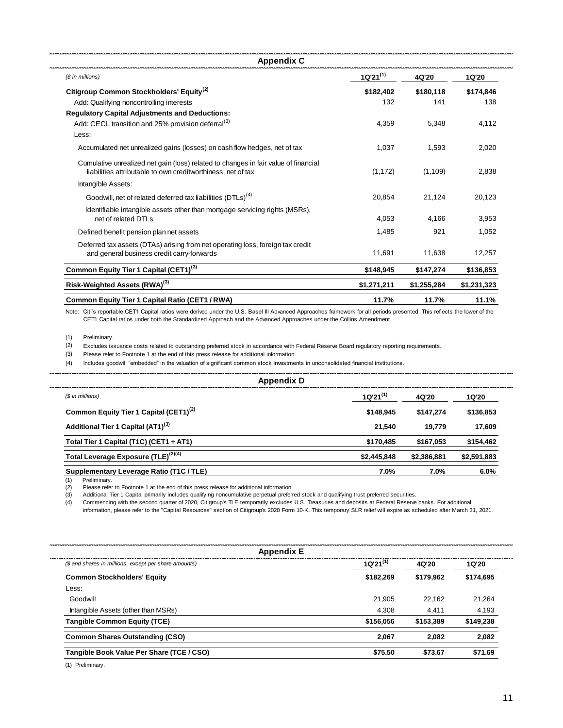## Appendix C

| ($ in millions) | 1Q'21[1] | 4Q'20 | 1Q'20 |
|---|---|---|---|
| **Citigroup Common Stockholders' Equity[2]** | **$182,402** | **$180,118** | **$174,846** |
| Add: Qualifying noncontrolling interests | 132 | 141 | 138 |
| **Regulatory Capital Adjustments and Deductions:** | | | |
| Add: CECL transition and 25% provision deferral[3] | 4,359 | 5,348 | 4,112 |
| Less: | | | |
| Accumulated net unrealized gains (losses) on cash flow hedges, net of tax | 1,037 | 1,593 | 2,020 |
| Cumulative unrealized net gain (loss) related to changes in fair value of financial liabilities attributable to own creditworthiness, net of tax | (1,172) | (1,109) | 2,838 |
| Intangible Assets: | | | |
| Goodwill, net of related deferred tax liabilities (DTLs)[4] | 20,854 | 21,124 | 20,123 |
| Identifiable intangible assets other than mortgage servicing rights (MSRs), net of related DTLs | 4,053 | 4,166 | 3,953 |
| Defined benefit pension plan net assets | 1,485 | 921 | 1,052 |
| Deferred tax assets (DTAs) arising from net operating loss, foreign tax credit and general business credit carry-forwards | 11,691 | 11,638 | 12,257 |
| **Common Equity Tier 1 Capital (CET1)[3]** | **$148,945** | **$147,274** | **$136,853** |
| **Risk-Weighted Assets (RWA)[3]** | **$1,271,211** | **$1,255,284** | **$1,231,323** |
| **Common Equity Tier 1 Capital Ratio (CET1 / RWA)** | **11.7%** | **11.7%** | **11.1%** |

Note: Citi's reportable CET1 Capital ratios were derived under the U.S. Basel III Advanced Approaches framework for all periods presented. This reflects the lower of the CET1 Capital ratios under both the Standardized Approach and the Advanced Approaches under the Collins Amendment.

(1) Preliminary.
(2) Excludes issuance costs related to outstanding preferred stock in accordance with Federal Reserve Board regulatory reporting requirements.
(3) Please refer to Footnote 1 at the end of this press release for additional information.
(4) Includes goodwill "embedded" in the valuation of significant common stock investments in unconsolidated financial institutions.

## Appendix D

| ($ in millions) | 1Q'21[1] | 4Q'20 | 1Q'20 |
|---|---|---|---|
| **Common Equity Tier 1 Capital (CET1)[2]** | **$148,945** | **$147,274** | **$136,853** |
| **Additional Tier 1 Capital (AT1)[3]** | **21,540** | **19,779** | **17,609** |
| **Total Tier 1 Capital (T1C) (CET1 + AT1)** | **$170,485** | **$167,053** | **$154,462** |
| **Total Leverage Exposure (TLE)[2][4]** | **$2,445,848** | **$2,386,881** | **$2,591,883** |
| **Supplementary Leverage Ratio (T1C / TLE)** | **7.0%** | **7.0%** | **6.0%** |

(1) Preliminary.
(2) Please refer to Footnote 1 at the end of this press release for additional information.
(3) Additional Tier 1 Capital primarily includes qualifying noncumulative perpetual preferred stock and qualifying trust preferred securities.
(4) Commencing with the second quarter of 2020, Citigroup's TLE temporarily excludes U.S. Treasuries and deposits at Federal Reserve banks. For additional information, please refer to the "Capital Resources" section of Citigroup's 2020 Form 10-K. This temporary SLR relief will expire as scheduled after March 31, 2021.

## Appendix E

| ($ and shares in millions, except per share amounts) | 1Q'21[1] | 4Q'20 | 1Q'20 |
|---|---|---|---|
| **Common Stockholders' Equity** | **$182,269** | **$179,962** | **$174,695** |
| Less: | | | |
| Goodwill | 21,905 | 22,162 | 21,264 |
| Intangible Assets (other than MSRs) | 4,308 | 4,411 | 4,193 |
| **Tangible Common Equity (TCE)** | **$156,056** | **$153,389** | **$149,238** |
| **Common Shares Outstanding (CSO)** | **2,067** | **2,082** | **2,082** |
| **Tangible Book Value Per Share (TCE / CSO)** | **$75.50** | **$73.67** | **$71.69** |

(1) Preliminary.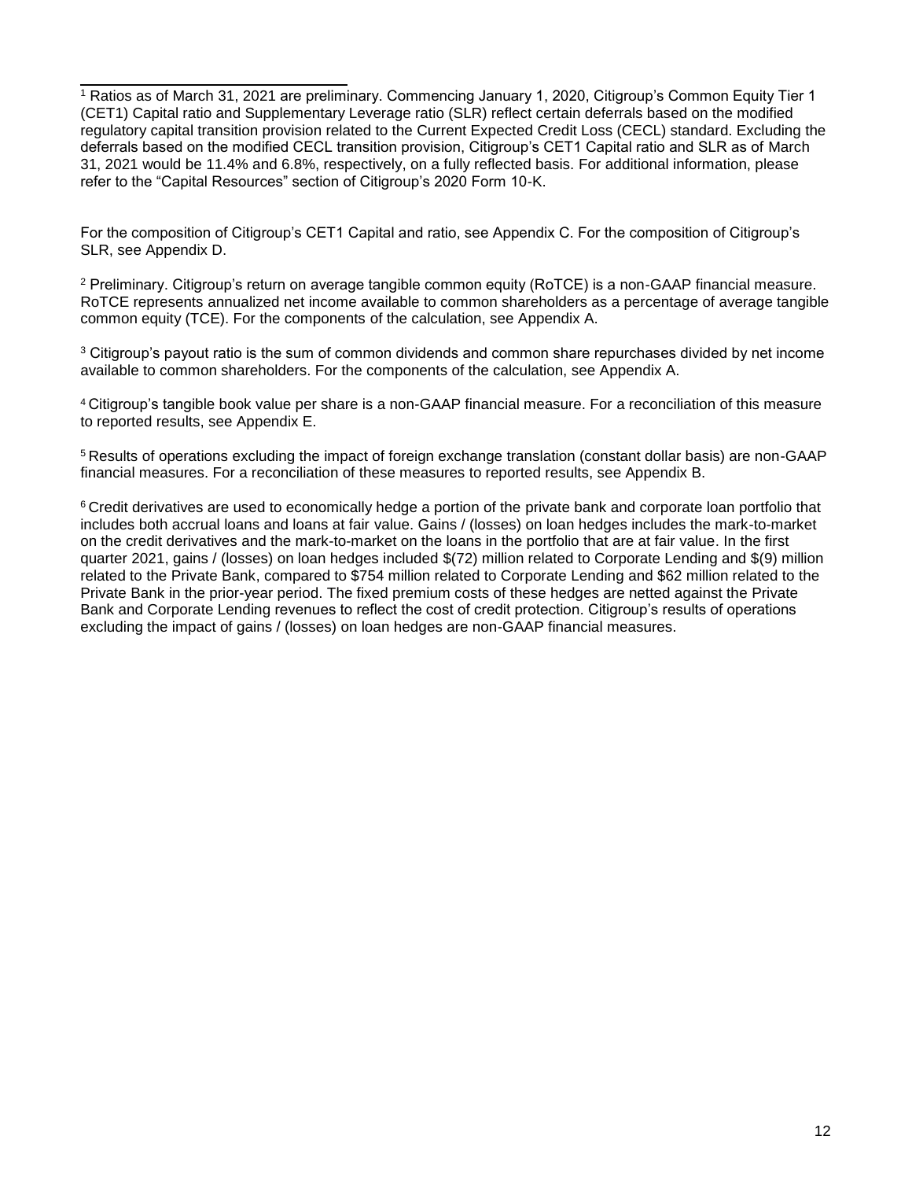[1] Ratios as of March 31, 2021 are preliminary. Commencing January 1, 2020, Citigroup's Common Equity Tier 1 (CET1) Capital ratio and Supplementary Leverage ratio (SLR) reflect certain deferrals based on the modified regulatory capital transition provision related to the Current Expected Credit Loss (CECL) standard. Excluding the deferrals based on the modified CECL transition provision, Citigroup's CET1 Capital ratio and SLR as of March 31, 2021 would be 11.4% and 6.8%, respectively, on a fully reflected basis. For additional information, please refer to the "Capital Resources" section of Citigroup's 2020 Form 10-K.

For the composition of Citigroup's CET1 Capital and ratio, see Appendix C. For the composition of Citigroup's SLR, see Appendix D.

[2] Preliminary. Citigroup's return on average tangible common equity (RoTCE) is a non-GAAP financial measure. RoTCE represents annualized net income available to common shareholders as a percentage of average tangible common equity (TCE). For the components of the calculation, see Appendix A.

[3] Citigroup's payout ratio is the sum of common dividends and common share repurchases divided by net income available to common shareholders. For the components of the calculation, see Appendix A.

[4] Citigroup's tangible book value per share is a non-GAAP financial measure. For a reconciliation of this measure to reported results, see Appendix E.

[5] Results of operations excluding the impact of foreign exchange translation (constant dollar basis) are non-GAAP financial measures. For a reconciliation of these measures to reported results, see Appendix B.

[6] Credit derivatives are used to economically hedge a portion of the private bank and corporate loan portfolio that includes both accrual loans and loans at fair value. Gains / (losses) on loan hedges includes the mark-to-market on the credit derivatives and the mark-to-market on the loans in the portfolio that are at fair value. In the first quarter 2021, gains / (losses) on loan hedges included $(72) million related to Corporate Lending and $(9) million related to the Private Bank, compared to $754 million related to Corporate Lending and $62 million related to the Private Bank in the prior-year period. The fixed premium costs of these hedges are netted against the Private Bank and Corporate Lending revenues to reflect the cost of credit protection. Citigroup's results of operations excluding the impact of gains / (losses) on loan hedges are non-GAAP financial measures.